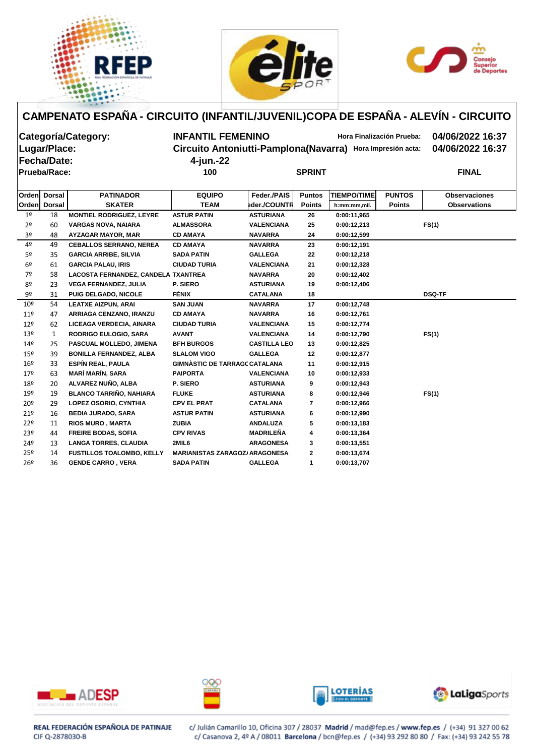# CAMPENATO ESPAÑA - CIRCUITO (INFANTIL/JUVENIL)COPA DE ESPAÑA - ALEVÍN - CIRCUITO

**Categoría/Category:** INFANTIL FEMENINO — **Hora Finalización Prueba:** 04/06/2022 16:37

**Lugar/Place:** Circuito Antoniutti-Pamplona(Navarra) — **Hora Impresión acta:** 04/06/2022 16:37

**Fecha/Date:** 4-jun.-22

**Prueba/Race:** 100 — SPRINT — FINAL

| Orden | Dorsal | PATINADOR | EQUIPO | Feder./PAIS | Puntos | TIEMPO/TIME | PUNTOS | Observaciones |
|---|---|---|---|---|---|---|---|---|
| Orden | Dorsal | SKATER | TEAM | eder./COUNTR | Points | h:mm:mm,mil. | Points | Observations |
| 1º | 18 | MONTIEL RODRIGUEZ, LEYRE | ASTUR PATIN | ASTURIANA | 26 | 0:00:11,965 | | |
| 2º | 60 | VARGAS NOVA, NAIARA | ALMASSORA | VALENCIANA | 25 | 0:00:12,213 | | FS(1) |
| 3º | 48 | AYZAGAR MAYOR, MAR | CD AMAYA | NAVARRA | 24 | 0:00:12,599 | | |
| 4º | 49 | CEBALLOS SERRANO, NEREA | CD AMAYA | NAVARRA | 23 | 0:00:12,191 | | |
| 5º | 35 | GARCIA ARRIBE, SILVIA | SADA PATIN | GALLEGA | 22 | 0:00:12,218 | | |
| 6º | 61 | GARCIA PALAU, IRIS | CIUDAD TURIA | VALENCIANA | 21 | 0:00:12,328 | | |
| 7º | 58 | LACOSTA FERNANDEZ, CANDELA | TXANTREA | NAVARRA | 20 | 0:00:12,402 | | |
| 8º | 23 | VEGA FERNANDEZ, JULIA | P. SIERO | ASTURIANA | 19 | 0:00:12,406 | | |
| 9º | 31 | PUIG DELGADO, NICOLE | FÉNIX | CATALANA | 18 | | | DSQ-TF |
| 10º | 54 | LEATXE AIZPUN, ARAI | SAN JUAN | NAVARRA | 17 | 0:00:12,748 | | |
| 11º | 47 | ARRIAGA CENZANO, IRANZU | CD AMAYA | NAVARRA | 16 | 0:00:12,761 | | |
| 12º | 62 | LICEAGA VERDECIA, AINARA | CIUDAD TURIA | VALENCIANA | 15 | 0:00:12,774 | | |
| 13º | 1 | RODRIGO EULOGIO, SARA | AVANT | VALENCIANA | 14 | 0:00:12,790 | | FS(1) |
| 14º | 25 | PASCUAL MOLLEDO, JIMENA | BFH BURGOS | CASTILLA LEO | 13 | 0:00:12,825 | | |
| 15º | 39 | BONILLA FERNANDEZ, ALBA | SLALOM VIGO | GALLEGA | 12 | 0:00:12,877 | | |
| 16º | 33 | ESPÍN REAL, PAULA | GIMNÀSTIC DE TARRAGC | CATALANA | 11 | 0:00:12,915 | | |
| 17º | 63 | MARÍ MARÍN, SARA | PAIPORTA | VALENCIANA | 10 | 0:00:12,933 | | |
| 18º | 20 | ALVAREZ NUÑO, ALBA | P. SIERO | ASTURIANA | 9 | 0:00:12,943 | | |
| 19º | 19 | BLANCO TARRIÑO, NAHIARA | FLUKE | ASTURIANA | 8 | 0:00:12,946 | | FS(1) |
| 20º | 29 | LOPEZ OSORIO, CYNTHIA | CPV EL PRAT | CATALANA | 7 | 0:00:12,966 | | |
| 21º | 16 | BEDIA JURADO, SARA | ASTUR PATIN | ASTURIANA | 6 | 0:00:12,990 | | |
| 22º | 11 | RIOS MURO , MARTA | ZUBIA | ANDALUZA | 5 | 0:00:13,183 | | |
| 23º | 44 | FREIRE BODAS, SOFIA | CPV RIVAS | MADRILEÑA | 4 | 0:00:13,364 | | |
| 24º | 13 | LANGA TORRES, CLAUDIA | 2MIL6 | ARAGONESA | 3 | 0:00:13,551 | | |
| 25º | 14 | FUSTILLOS TOALOMBO, KELLY | MARIANISTAS ZARAGOZ/ | ARAGONESA | 2 | 0:00:13,674 | | |
| 26º | 36 | GENDE CARRO , VERA | SADA PATIN | GALLEGA | 1 | 0:00:13,707 | | |

REAL FEDERACIÓN ESPAÑOLA DE PATINAJE
CIF Q-2878030-B

c/ Julián Camarillo 10, Oficina 307 / 28037 Madrid / mad@fep.es / www.fep.es / (+34) 91 327 00 62
c/ Casanova 2, 4º A / 08011 Barcelona / bcn@fep.es / (+34) 93 292 80 80 / Fax: (+34) 93 242 55 78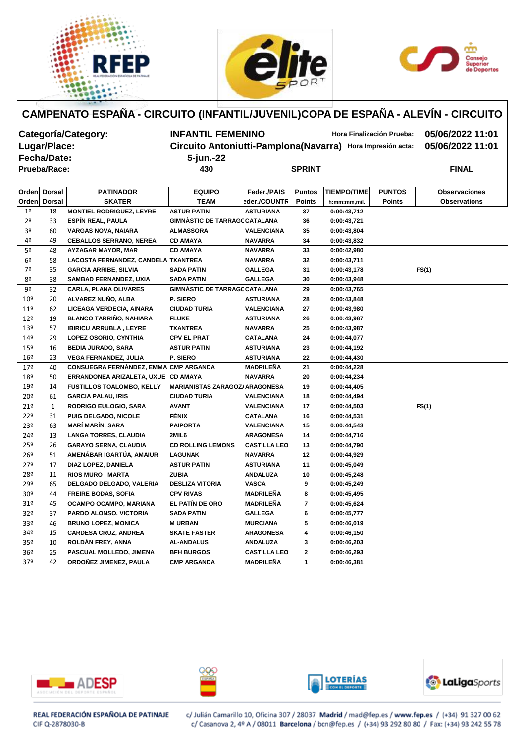# CAMPENATO ESPAÑA - CIRCUITO (INFANTIL/JUVENIL)COPA DE ESPAÑA - ALEVÍN - CIRCUITO

**Categoría/Category:** INFANTIL FEMENINO — **Hora Finalización Prueba:** 05/06/2022 11:01

**Lugar/Place:** Circuito Antoniutti-Pamplona(Navarra) — **Hora Impresión acta:** 05/06/2022 11:01

**Fecha/Date:** 5-jun.-22

**Prueba/Race:** 430 — SPRINT — FINAL

| Orden | Dorsal | PATINADOR | EQUIPO | Feder./PAIS | Puntos | TIEMPO/TIME | PUNTOS | Observaciones |
|---|---|---|---|---|---|---|---|---|
| Orden | Dorsal | SKATER | TEAM | eder./COUNTR | Points | h:mm:mm,mil. | Points | Observations |
| 1º | 18 | MONTIEL RODRIGUEZ, LEYRE | ASTUR PATIN | ASTURIANA | 37 | 0:00:43,712 | | |
| 2º | 33 | ESPÍN REAL, PAULA | GIMNÀSTIC DE TARRAGC | CATALANA | 36 | 0:00:43,721 | | |
| 3º | 60 | VARGAS NOVA, NAIARA | ALMASSORA | VALENCIANA | 35 | 0:00:43,804 | | |
| 4º | 49 | CEBALLOS SERRANO, NEREA | CD AMAYA | NAVARRA | 34 | 0:00:43,832 | | |
| 5º | 48 | AYZAGAR MAYOR, MAR | CD AMAYA | NAVARRA | 33 | 0:00:42,980 | | |
| 6º | 58 | LACOSTA FERNANDEZ, CANDELA | TXANTREA | NAVARRA | 32 | 0:00:43,711 | | |
| 7º | 35 | GARCIA ARRIBE, SILVIA | SADA PATIN | GALLEGA | 31 | 0:00:43,178 | | FS(1) |
| 8º | 38 | SAMBAD FERNANDEZ, UXIA | SADA PATIN | GALLEGA | 30 | 0:00:43,948 | | |
| 9º | 32 | CARLA, PLANA OLIVARES | GIMNÀSTIC DE TARRAGC | CATALANA | 29 | 0:00:43,765 | | |
| 10º | 20 | ALVAREZ NUÑO, ALBA | P. SIERO | ASTURIANA | 28 | 0:00:43,848 | | |
| 11º | 62 | LICEAGA VERDECIA, AINARA | CIUDAD TURIA | VALENCIANA | 27 | 0:00:43,980 | | |
| 12º | 19 | BLANCO TARRIÑO, NAHIARA | FLUKE | ASTURIANA | 26 | 0:00:43,987 | | |
| 13º | 57 | IBIRICU ARRUBLA , LEYRE | TXANTREA | NAVARRA | 25 | 0:00:43,987 | | |
| 14º | 29 | LOPEZ OSORIO, CYNTHIA | CPV EL PRAT | CATALANA | 24 | 0:00:44,077 | | |
| 15º | 16 | BEDIA JURADO, SARA | ASTUR PATIN | ASTURIANA | 23 | 0:00:44,192 | | |
| 16º | 23 | VEGA FERNANDEZ, JULIA | P. SIERO | ASTURIANA | 22 | 0:00:44,430 | | |
| 17º | 40 | CONSUEGRA FERNÁNDEZ, EMMA | CMP ARGANDA | MADRILEÑA | 21 | 0:00:44,228 | | |
| 18º | 50 | ERRANDONEA ARIZALETA, UXUE | CD AMAYA | NAVARRA | 20 | 0:00:44,234 | | |
| 19º | 14 | FUSTILLOS TOALOMBO, KELLY | MARIANISTAS ZARAGOZ | ARAGONESA | 19 | 0:00:44,405 | | |
| 20º | 61 | GARCIA PALAU, IRIS | CIUDAD TURIA | VALENCIANA | 18 | 0:00:44,494 | | |
| 21º | 1 | RODRIGO EULOGIO, SARA | AVANT | VALENCIANA | 17 | 0:00:44,503 | | FS(1) |
| 22º | 31 | PUIG DELGADO, NICOLE | FÉNIX | CATALANA | 16 | 0:00:44,531 | | |
| 23º | 63 | MARÍ MARÍN, SARA | PAIPORTA | VALENCIANA | 15 | 0:00:44,543 | | |
| 24º | 13 | LANGA TORRES, CLAUDIA | 2MIL6 | ARAGONESA | 14 | 0:00:44,716 | | |
| 25º | 26 | GARAYO SERNA, CLAUDIA | CD ROLLING LEMONS | CASTILLA LEO | 13 | 0:00:44,790 | | |
| 26º | 51 | AMENÁBAR IGARTÚA, AMAIUR | LAGUNAK | NAVARRA | 12 | 0:00:44,929 | | |
| 27º | 17 | DIAZ LOPEZ, DANIELA | ASTUR PATIN | ASTURIANA | 11 | 0:00:45,049 | | |
| 28º | 11 | RIOS MURO , MARTA | ZUBIA | ANDALUZA | 10 | 0:00:45,248 | | |
| 29º | 65 | DELGADO DELGADO, VALERIA | DESLIZA VITORIA | VASCA | 9 | 0:00:45,249 | | |
| 30º | 44 | FREIRE BODAS, SOFIA | CPV RIVAS | MADRILEÑA | 8 | 0:00:45,495 | | |
| 31º | 45 | OCAMPO OCAMPO, MARIANA | EL PATÍN DE ORO | MADRILEÑA | 7 | 0:00:45,624 | | |
| 32º | 37 | PARDO ALONSO, VICTORIA | SADA PATIN | GALLEGA | 6 | 0:00:45,777 | | |
| 33º | 46 | BRUNO LOPEZ, MONICA | M URBAN | MURCIANA | 5 | 0:00:46,019 | | |
| 34º | 15 | CARDESA CRUZ, ANDREA | SKATE FASTER | ARAGONESA | 4 | 0:00:46,150 | | |
| 35º | 10 | ROLDÁN FREY, ANNA | AL-ANDALUS | ANDALUZA | 3 | 0:00:46,203 | | |
| 36º | 25 | PASCUAL MOLLEDO, JIMENA | BFH BURGOS | CASTILLA LEO | 2 | 0:00:46,293 | | |
| 37º | 42 | ORDOÑEZ JIMENEZ, PAULA | CMP ARGANDA | MADRILEÑA | 1 | 0:00:46,381 | | |

REAL FEDERACIÓN ESPAÑOLA DE PATINAJE
CIF Q-2878030-B

c/ Julián Camarillo 10, Oficina 307 / 28037 **Madrid** / mad@fep.es / **www.fep.es** / (+34) 91 327 00 62
c/ Casanova 2, 4º A / 08011 **Barcelona** / bcn@fep.es / (+34) 93 292 80 80 / Fax: (+34) 93 242 55 78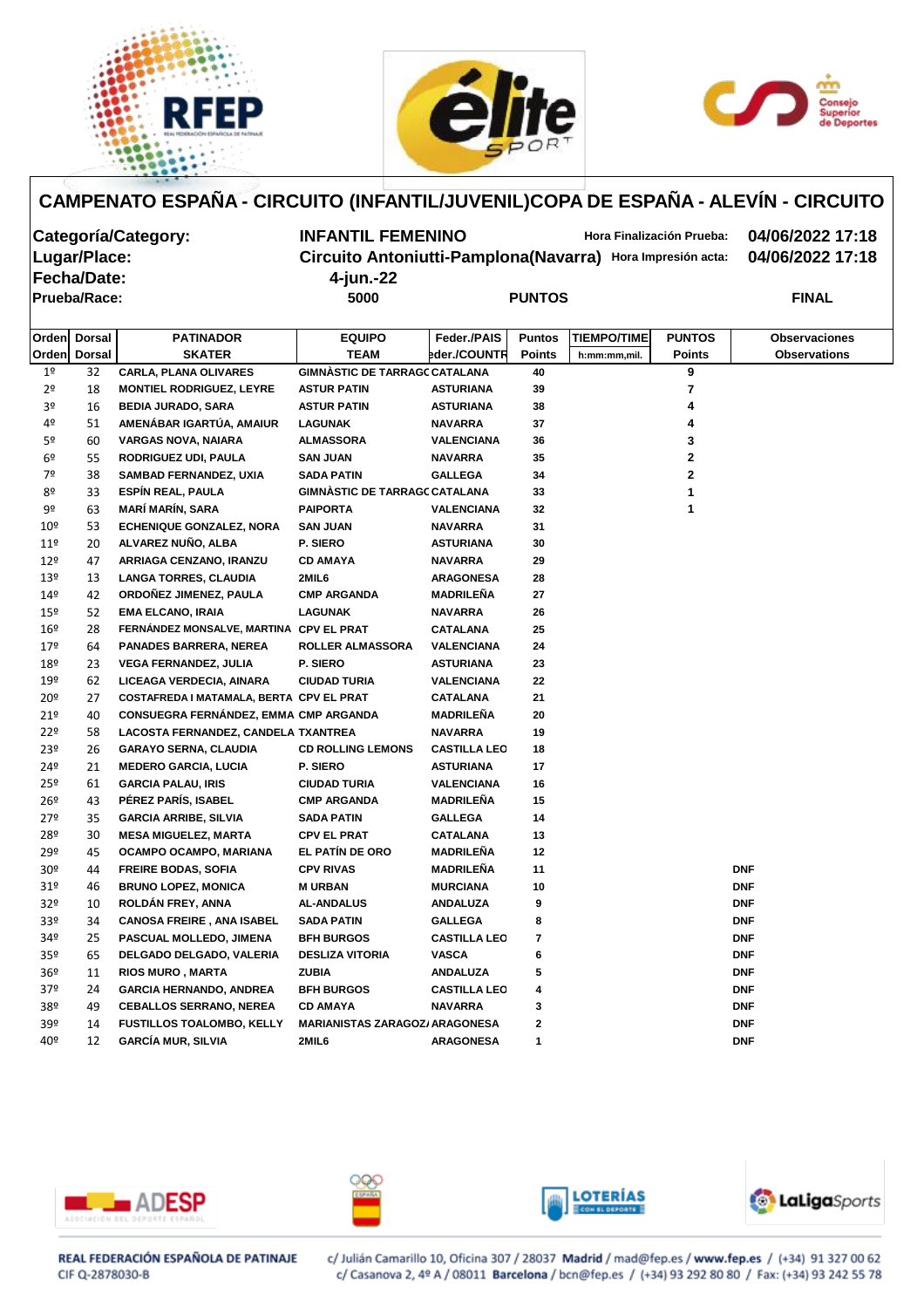# CAMPENATO ESPAÑA - CIRCUITO (INFANTIL/JUVENIL)COPA DE ESPAÑA - ALEVÍN - CIRCUITO

**Categoría/Category:** INFANTIL FEMENINO — Hora Finalización Prueba: 04/06/2022 17:18

**Lugar/Place:** Circuito Antoniutti-Pamplona(Navarra) — Hora Impresión acta: 04/06/2022 17:18

**Fecha/Date:** 4-jun.-22

**Prueba/Race:** 5000 — PUNTOS — FINAL

| Orden Orden | Dorsal Dorsal | PATINADOR SKATER | EQUIPO TEAM | Feder./PAIS Feder./COUNTR | Puntos Points | TIEMPO/TIME h:mm:mm,mil. | PUNTOS Points | Observaciones Observations |
|---|---|---|---|---|---|---|---|---|
| 1º | 32 | CARLA, PLANA OLIVARES | GIMNÀSTIC DE TARRAGO | CATALANA | 40 | | 9 | |
| 2º | 18 | MONTIEL RODRIGUEZ, LEYRE | ASTUR PATIN | ASTURIANA | 39 | | 7 | |
| 3º | 16 | BEDIA JURADO, SARA | ASTUR PATIN | ASTURIANA | 38 | | 4 | |
| 4º | 51 | AMENÁBAR IGARTÚA, AMAIUR | LAGUNAK | NAVARRA | 37 | | 4 | |
| 5º | 60 | VARGAS NOVA, NAIARA | ALMASSORA | VALENCIANA | 36 | | 3 | |
| 6º | 55 | RODRIGUEZ UDI, PAULA | SAN JUAN | NAVARRA | 35 | | 2 | |
| 7º | 38 | SAMBAD FERNANDEZ, UXIA | SADA PATIN | GALLEGA | 34 | | 2 | |
| 8º | 33 | ESPÍN REAL, PAULA | GIMNÀSTIC DE TARRAGO | CATALANA | 33 | | 1 | |
| 9º | 63 | MARÍ MARÍN, SARA | PAIPORTA | VALENCIANA | 32 | | 1 | |
| 10º | 53 | ECHENIQUE GONZALEZ, NORA | SAN JUAN | NAVARRA | 31 | | | |
| 11º | 20 | ALVAREZ NUÑO, ALBA | P. SIERO | ASTURIANA | 30 | | | |
| 12º | 47 | ARRIAGA CENZANO, IRANZU | CD AMAYA | NAVARRA | 29 | | | |
| 13º | 13 | LANGA TORRES, CLAUDIA | 2MIL6 | ARAGONESA | 28 | | | |
| 14º | 42 | ORDOÑEZ JIMENEZ, PAULA | CMP ARGANDA | MADRILEÑA | 27 | | | |
| 15º | 52 | EMA ELCANO, IRAIA | LAGUNAK | NAVARRA | 26 | | | |
| 16º | 28 | FERNÁNDEZ MONSALVE, MARTINA | CPV EL PRAT | CATALANA | 25 | | | |
| 17º | 64 | PANADES BARRERA, NEREA | ROLLER ALMASSORA | VALENCIANA | 24 | | | |
| 18º | 23 | VEGA FERNANDEZ, JULIA | P. SIERO | ASTURIANA | 23 | | | |
| 19º | 62 | LICEAGA VERDECIA, AINARA | CIUDAD TURIA | VALENCIANA | 22 | | | |
| 20º | 27 | COSTAFREDA I MATAMALA, BERTA | CPV EL PRAT | CATALANA | 21 | | | |
| 21º | 40 | CONSUEGRA FERNÁNDEZ, EMMA | CMP ARGANDA | MADRILEÑA | 20 | | | |
| 22º | 58 | LACOSTA FERNANDEZ, CANDELA | TXANTREA | NAVARRA | 19 | | | |
| 23º | 26 | GARAYO SERNA, CLAUDIA | CD ROLLING LEMONS | CASTILLA LEO | 18 | | | |
| 24º | 21 | MEDERO GARCIA, LUCIA | P. SIERO | ASTURIANA | 17 | | | |
| 25º | 61 | GARCIA PALAU, IRIS | CIUDAD TURIA | VALENCIANA | 16 | | | |
| 26º | 43 | PÉREZ PARÍS, ISABEL | CMP ARGANDA | MADRILEÑA | 15 | | | |
| 27º | 35 | GARCIA ARRIBE, SILVIA | SADA PATIN | GALLEGA | 14 | | | |
| 28º | 30 | MESA MIGUELEZ, MARTA | CPV EL PRAT | CATALANA | 13 | | | |
| 29º | 45 | OCAMPO OCAMPO, MARIANA | EL PATÍN DE ORO | MADRILEÑA | 12 | | | |
| 30º | 44 | FREIRE BODAS, SOFIA | CPV RIVAS | MADRILEÑA | 11 | | | DNF |
| 31º | 46 | BRUNO LOPEZ, MONICA | M URBAN | MURCIANA | 10 | | | DNF |
| 32º | 10 | ROLDÁN FREY, ANNA | AL-ANDALUS | ANDALUZA | 9 | | | DNF |
| 33º | 34 | CANOSA FREIRE , ANA ISABEL | SADA PATIN | GALLEGA | 8 | | | DNF |
| 34º | 25 | PASCUAL MOLLEDO, JIMENA | BFH BURGOS | CASTILLA LEO | 7 | | | DNF |
| 35º | 65 | DELGADO DELGADO, VALERIA | DESLIZA VITORIA | VASCA | 6 | | | DNF |
| 36º | 11 | RIOS MURO , MARTA | ZUBIA | ANDALUZA | 5 | | | DNF |
| 37º | 24 | GARCIA HERNANDO, ANDREA | BFH BURGOS | CASTILLA LEO | 4 | | | DNF |
| 38º | 49 | CEBALLOS SERRANO, NEREA | CD AMAYA | NAVARRA | 3 | | | DNF |
| 39º | 14 | FUSTILLOS TOALOMBO, KELLY | MARIANISTAS ZARAGOZA | ARAGONESA | 2 | | | DNF |
| 40º | 12 | GARCÍA MUR, SILVIA | 2MIL6 | ARAGONESA | 1 | | | DNF |

REAL FEDERACIÓN ESPAÑOLA DE PATINAJE
CIF Q-2878030-B

c/ Julián Camarillo 10, Oficina 307 / 28037 **Madrid** / mad@fep.es / **www.fep.es** / (+34) 91 327 00 62
c/ Casanova 2, 4º A / 08011 **Barcelona** / bcn@fep.es / (+34) 93 292 80 80 / Fax: (+34) 93 242 55 78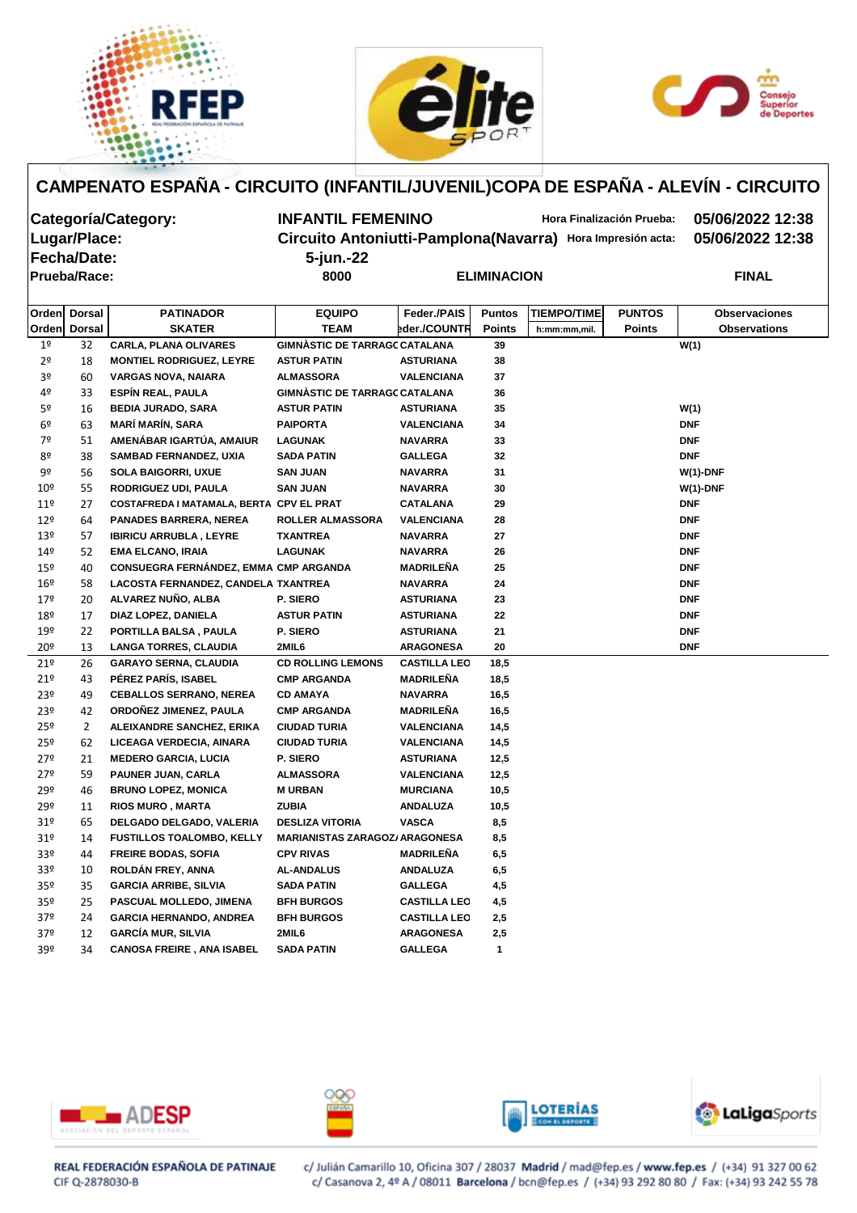# CAMPENATO ESPAÑA - CIRCUITO (INFANTIL/JUVENIL)COPA DE ESPAÑA - ALEVÍN - CIRCUITO

**Categoría/Category:** INFANTIL FEMENINO — **Hora Finalización Prueba:** 05/06/2022 12:38

**Lugar/Place:** Circuito Antoniutti-Pamplona(Navarra) — **Hora Impresión acta:** 05/06/2022 12:38

**Fecha/Date:** 5-jun.-22

**Prueba/Race:** 8000 — ELIMINACION — FINAL

| Orden<br>Orden | Dorsal<br>Dorsal | PATINADOR<br>SKATER | EQUIPO<br>TEAM | Feder./PAIS<br>Feder./COUNTR | Puntos<br>Points | TIEMPO/TIME<br>h:mm:mm,mil. | PUNTOS<br>Points | Observaciones<br>Observations |
|---|---|---|---|---|---|---|---|---|
| 1º | 32 | CARLA, PLANA OLIVARES | GIMNÀSTIC DE TARRAGC | CATALANA | 39 | | | W(1) |
| 2º | 18 | MONTIEL RODRIGUEZ, LEYRE | ASTUR PATIN | ASTURIANA | 38 | | | |
| 3º | 60 | VARGAS NOVA, NAIARA | ALMASSORA | VALENCIANA | 37 | | | |
| 4º | 33 | ESPÍN REAL, PAULA | GIMNÀSTIC DE TARRAGC | CATALANA | 36 | | | |
| 5º | 16 | BEDIA JURADO, SARA | ASTUR PATIN | ASTURIANA | 35 | | | W(1) |
| 6º | 63 | MARÍ MARÍN, SARA | PAIPORTA | VALENCIANA | 34 | | | DNF |
| 7º | 51 | AMENÁBAR IGARTÚA, AMAIUR | LAGUNAK | NAVARRA | 33 | | | DNF |
| 8º | 38 | SAMBAD FERNANDEZ, UXIA | SADA PATIN | GALLEGA | 32 | | | DNF |
| 9º | 56 | SOLA BAIGORRI, UXUE | SAN JUAN | NAVARRA | 31 | | | W(1)-DNF |
| 10º | 55 | RODRIGUEZ UDI, PAULA | SAN JUAN | NAVARRA | 30 | | | W(1)-DNF |
| 11º | 27 | COSTAFREDA I MATAMALA, BERTA | CPV EL PRAT | CATALANA | 29 | | | DNF |
| 12º | 64 | PANADES BARRERA, NEREA | ROLLER ALMASSORA | VALENCIANA | 28 | | | DNF |
| 13º | 57 | IBIRICU ARRUBLA , LEYRE | TXANTREA | NAVARRA | 27 | | | DNF |
| 14º | 52 | EMA ELCANO, IRAIA | LAGUNAK | NAVARRA | 26 | | | DNF |
| 15º | 40 | CONSUEGRA FERNÁNDEZ, EMMA | CMP ARGANDA | MADRILEÑA | 25 | | | DNF |
| 16º | 58 | LACOSTA FERNANDEZ, CANDELA | TXANTREA | NAVARRA | 24 | | | DNF |
| 17º | 20 | ALVAREZ NUÑO, ALBA | P. SIERO | ASTURIANA | 23 | | | DNF |
| 18º | 17 | DIAZ LOPEZ, DANIELA | ASTUR PATIN | ASTURIANA | 22 | | | DNF |
| 19º | 22 | PORTILLA BALSA , PAULA | P. SIERO | ASTURIANA | 21 | | | DNF |
| 20º | 13 | LANGA TORRES, CLAUDIA | 2MIL6 | ARAGONESA | 20 | | | DNF |
| 21º | 26 | GARAYO SERNA, CLAUDIA | CD ROLLING LEMONS | CASTILLA LEO | 18,5 | | | |
| 21º | 43 | PÉREZ PARÍS, ISABEL | CMP ARGANDA | MADRILEÑA | 18,5 | | | |
| 23º | 49 | CEBALLOS SERRANO, NEREA | CD AMAYA | NAVARRA | 16,5 | | | |
| 23º | 42 | ORDOÑEZ JIMENEZ, PAULA | CMP ARGANDA | MADRILEÑA | 16,5 | | | |
| 25º | 2 | ALEIXANDRE SANCHEZ, ERIKA | CIUDAD TURIA | VALENCIANA | 14,5 | | | |
| 25º | 62 | LICEAGA VERDECIA, AINARA | CIUDAD TURIA | VALENCIANA | 14,5 | | | |
| 27º | 21 | MEDERO GARCIA, LUCIA | P. SIERO | ASTURIANA | 12,5 | | | |
| 27º | 59 | PAUNER JUAN, CARLA | ALMASSORA | VALENCIANA | 12,5 | | | |
| 29º | 46 | BRUNO LOPEZ, MONICA | M URBAN | MURCIANA | 10,5 | | | |
| 29º | 11 | RIOS MURO , MARTA | ZUBIA | ANDALUZA | 10,5 | | | |
| 31º | 65 | DELGADO DELGADO, VALERIA | DESLIZA VITORIA | VASCA | 8,5 | | | |
| 31º | 14 | FUSTILLOS TOALOMBO, KELLY | MARIANISTAS ZARAGOZ/ | ARAGONESA | 8,5 | | | |
| 33º | 44 | FREIRE BODAS, SOFIA | CPV RIVAS | MADRILEÑA | 6,5 | | | |
| 33º | 10 | ROLDÁN FREY, ANNA | AL-ANDALUS | ANDALUZA | 6,5 | | | |
| 35º | 35 | GARCIA ARRIBE, SILVIA | SADA PATIN | GALLEGA | 4,5 | | | |
| 35º | 25 | PASCUAL MOLLEDO, JIMENA | BFH BURGOS | CASTILLA LEO | 4,5 | | | |
| 37º | 24 | GARCIA HERNANDO, ANDREA | BFH BURGOS | CASTILLA LEO | 2,5 | | | |
| 37º | 12 | GARCÍA MUR, SILVIA | 2MIL6 | ARAGONESA | 2,5 | | | |
| 39º | 34 | CANOSA FREIRE , ANA ISABEL | SADA PATIN | GALLEGA | 1 | | | |

REAL FEDERACIÓN ESPAÑOLA DE PATINAJE
CIF Q-2878030-B

c/ Julián Camarillo 10, Oficina 307 / 28037 **Madrid** / mad@fep.es / **www.fep.es** / (+34) 91 327 00 62
c/ Casanova 2, 4º A / 08011 **Barcelona** / bcn@fep.es / (+34) 93 292 80 80 / Fax: (+34) 93 242 55 78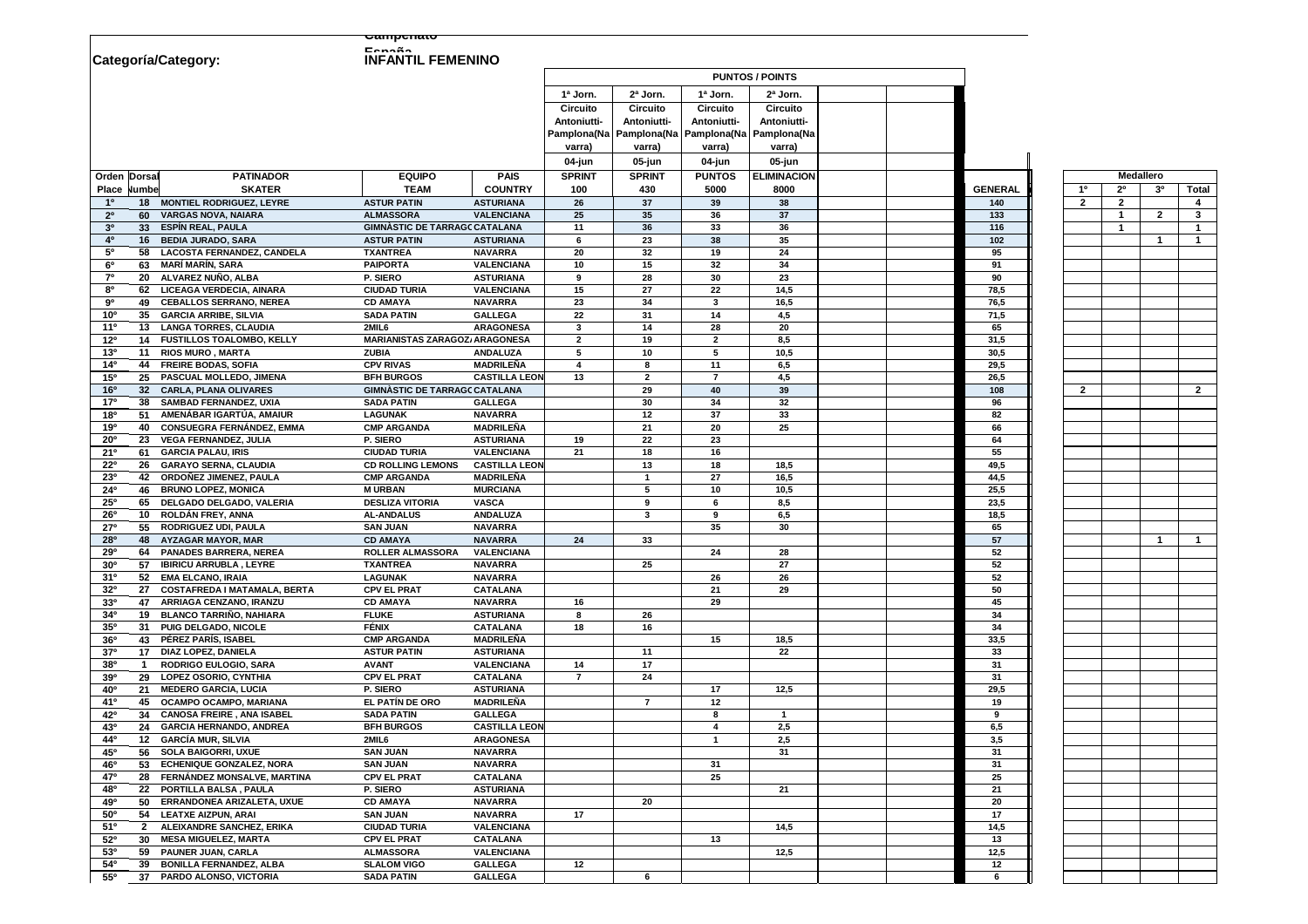Campeonato España

**Categoría/Category:** **INFANTIL FEMENINO**

| Orden | Dorsal | PATINADOR | EQUIPO | PAIS | PUNTOS / POINTS | | | | | Medallero | | | |
|---|---|---|---|---|---|---|---|---|---|---|---|---|---|
| | | | | | 1ª Jorn. Circuito Antoniutti-Pamplona(Navarra) | 2ª Jorn. Circuito Antoniutti-Pamplona(Navarra) | 1ª Jorn. Circuito Antoniutti-Pamplona(Navarra) | 2ª Jorn. Circuito Antoniutti-Pamplona(Navarra) | | | | | |
| | | | | | 04-jun | 05-jun | 04-jun | 05-jun | | | | | |
| Place | Numbe | SKATER | TEAM | COUNTRY | SPRINT 100 | SPRINT 430 | PUNTOS 5000 | ELIMINACION 8000 | GENERAL | 1º | 2º | 3º | Total |
| 1º | 18 | MONTIEL RODRIGUEZ, LEYRE | ASTUR PATIN | ASTURIANA | 26 | 37 | 39 | 38 | 140 | 2 | 2 | | 4 |
| 2º | 60 | VARGAS NOVA, NAIARA | ALMASSORA | VALENCIANA | 25 | 35 | 36 | 37 | 133 | | 1 | 2 | 3 |
| 3º | 33 | ESPÍN REAL, PAULA | GIMNÀSTIC DE TARRAGC | CATALANA | 11 | 36 | 33 | 36 | 116 | | 1 | | 1 |
| 4º | 16 | BEDIA JURADO, SARA | ASTUR PATIN | ASTURIANA | 6 | 23 | 38 | 35 | 102 | | | 1 | 1 |
| 5º | 58 | LACOSTA FERNANDEZ, CANDELA | TXANTREA | NAVARRA | 20 | 32 | 19 | 24 | 95 | | | | |
| 6º | 63 | MARÍ MARÍN, SARA | PAIPORTA | VALENCIANA | 10 | 15 | 32 | 34 | 91 | | | | |
| 7º | 20 | ALVAREZ NUÑO, ALBA | P. SIERO | ASTURIANA | 9 | 28 | 30 | 23 | 90 | | | | |
| 8º | 62 | LICEAGA VERDECIA, AINARA | CIUDAD TURIA | VALENCIANA | 15 | 27 | 22 | 14,5 | 78,5 | | | | |
| 9º | 49 | CEBALLOS SERRANO, NEREA | CD AMAYA | NAVARRA | 23 | 34 | 3 | 16,5 | 76,5 | | | | |
| 10º | 35 | GARCIA ARRIBE, SILVIA | SADA PATIN | GALLEGA | 22 | 31 | 14 | 4,5 | 71,5 | | | | |
| 11º | 13 | LANGA TORRES, CLAUDIA | 2MIL6 | ARAGONESA | 3 | 14 | 28 | 20 | 65 | | | | |
| 12º | 14 | FUSTILLOS TOALOMBO, KELLY | MARIANISTAS ZARAGOZ | ARAGONESA | 2 | 19 | 2 | 8,5 | 31,5 | | | | |
| 13º | 11 | RIOS MURO , MARTA | ZUBIA | ANDALUZA | 5 | 10 | 5 | 10,5 | 30,5 | | | | |
| 14º | 44 | FREIRE BODAS, SOFIA | CPV RIVAS | MADRILEÑA | 4 | 8 | 11 | 6,5 | 29,5 | | | | |
| 15º | 25 | PASCUAL MOLLEDO, JIMENA | BFH BURGOS | CASTILLA LEON | 13 | 2 | 7 | 4,5 | 26,5 | | | | |
| 16º | 32 | CARLA, PLANA OLIVARES | GIMNÀSTIC DE TARRAGC | CATALANA | | 29 | 40 | 39 | 108 | 2 | | | 2 |
| 17º | 38 | SAMBAD FERNANDEZ, UXIA | SADA PATIN | GALLEGA | | 30 | 34 | 32 | 96 | | | | |
| 18º | 51 | AMENÁBAR IGARTÚA, AMAIUR | LAGUNAK | NAVARRA | | 12 | 37 | 33 | 82 | | | | |
| 19º | 40 | CONSUEGRA FERNÁNDEZ, EMMA | CMP ARGANDA | MADRILEÑA | | 21 | 20 | 25 | 66 | | | | |
| 20º | 23 | VEGA FERNANDEZ, JULIA | P. SIERO | ASTURIANA | 19 | 22 | 23 | | 64 | | | | |
| 21º | 61 | GARCIA PALAU, IRIS | CIUDAD TURIA | VALENCIANA | 21 | 18 | 16 | | 55 | | | | |
| 22º | 26 | GARAYO SERNA, CLAUDIA | CD ROLLING LEMONS | CASTILLA LEON | | 13 | 18 | 18,5 | 49,5 | | | | |
| 23º | 42 | ORDOÑEZ JIMENEZ, PAULA | CMP ARGANDA | MADRILEÑA | | 1 | 27 | 16,5 | 44,5 | | | | |
| 24º | 46 | BRUNO LOPEZ, MONICA | M URBAN | MURCIANA | | 5 | 10 | 10,5 | 25,5 | | | | |
| 25º | 65 | DELGADO DELGADO, VALERIA | DESLIZA VITORIA | VASCA | | 9 | 6 | 8,5 | 23,5 | | | | |
| 26º | 10 | ROLDÁN FREY, ANNA | AL-ANDALUS | ANDALUZA | | 3 | 9 | 6,5 | 18,5 | | | | |
| 27º | 55 | RODRIGUEZ UDI, PAULA | SAN JUAN | NAVARRA | | | 35 | 30 | 65 | | | | |
| 28º | 48 | AYZAGAR MAYOR, MAR | CD AMAYA | NAVARRA | 24 | 33 | | | 57 | | | 1 | 1 |
| 29º | 64 | PANADES BARRERA, NEREA | ROLLER ALMASSORA | VALENCIANA | | | 24 | 28 | 52 | | | | |
| 30º | 57 | IBIRICU ARRUBLA , LEYRE | TXANTREA | NAVARRA | | 25 | | 27 | 52 | | | | |
| 31º | 52 | EMA ELCANO, IRAIA | LAGUNAK | NAVARRA | | | 26 | 26 | 52 | | | | |
| 32º | 27 | COSTAFREDA I MATAMALA, BERTA | CPV EL PRAT | CATALANA | | | 21 | 29 | 50 | | | | |
| 33º | 47 | ARRIAGA CENZANO, IRANZU | CD AMAYA | NAVARRA | 16 | | 29 | | 45 | | | | |
| 34º | 19 | BLANCO TARRIÑO, NAHIARA | FLUKE | ASTURIANA | 8 | 26 | | | 34 | | | | |
| 35º | 31 | PUIG DELGADO, NICOLE | FÉNIX | CATALANA | 18 | 16 | | | 34 | | | | |
| 36º | 43 | PÉREZ PARÍS, ISABEL | CMP ARGANDA | MADRILEÑA | | | 15 | 18,5 | 33,5 | | | | |
| 37º | 17 | DIAZ LOPEZ, DANIELA | ASTUR PATIN | ASTURIANA | | 11 | | 22 | 33 | | | | |
| 38º | 1 | RODRIGO EULOGIO, SARA | AVANT | VALENCIANA | 14 | 17 | | | 31 | | | | |
| 39º | 29 | LOPEZ OSORIO, CYNTHIA | CPV EL PRAT | CATALANA | 7 | 24 | | | 31 | | | | |
| 40º | 21 | MEDERO GARCIA, LUCIA | P. SIERO | ASTURIANA | | | 17 | 12,5 | 29,5 | | | | |
| 41º | 45 | OCAMPO OCAMPO, MARIANA | EL PATÍN DE ORO | MADRILEÑA | | 7 | 12 | | 19 | | | | |
| 42º | 34 | CANOSA FREIRE , ANA ISABEL | SADA PATIN | GALLEGA | | | 8 | 1 | 9 | | | | |
| 43º | 24 | GARCIA HERNANDO, ANDREA | BFH BURGOS | CASTILLA LEON | | | 4 | 2,5 | 6,5 | | | | |
| 44º | 12 | GARCÍA MUR, SILVIA | 2MIL6 | ARAGONESA | | | 1 | 2,5 | 3,5 | | | | |
| 45º | 56 | SOLA BAIGORRI, UXUE | SAN JUAN | NAVARRA | | | | 31 | 31 | | | | |
| 46º | 53 | ECHENIQUE GONZALEZ, NORA | SAN JUAN | NAVARRA | | | 31 | | 31 | | | | |
| 47º | 28 | FERNÁNDEZ MONSALVE, MARTINA | CPV EL PRAT | CATALANA | | | 25 | | 25 | | | | |
| 48º | 22 | PORTILLA BALSA , PAULA | P. SIERO | ASTURIANA | | | | 21 | 21 | | | | |
| 49º | 50 | ERRANDONEA ARIZALETA, UXUE | CD AMAYA | NAVARRA | | 20 | | | 20 | | | | |
| 50º | 54 | LEATXE AIZPUN, ARAI | SAN JUAN | NAVARRA | 17 | | | | 17 | | | | |
| 51º | 2 | ALEIXANDRE SANCHEZ, ERIKA | CIUDAD TURIA | VALENCIANA | | | | 14,5 | 14,5 | | | | |
| 52º | 30 | MESA MIGUELEZ, MARTA | CPV EL PRAT | CATALANA | | | 13 | | 13 | | | | |
| 53º | 59 | PAUNER JUAN, CARLA | ALMASSORA | VALENCIANA | | | | 12,5 | 12,5 | | | | |
| 54º | 39 | BONILLA FERNANDEZ, ALBA | SLALOM VIGO | GALLEGA | 12 | | | | 12 | | | | |
| 55º | 37 | PARDO ALONSO, VICTORIA | SADA PATIN | GALLEGA | | 6 | | | 6 | | | | |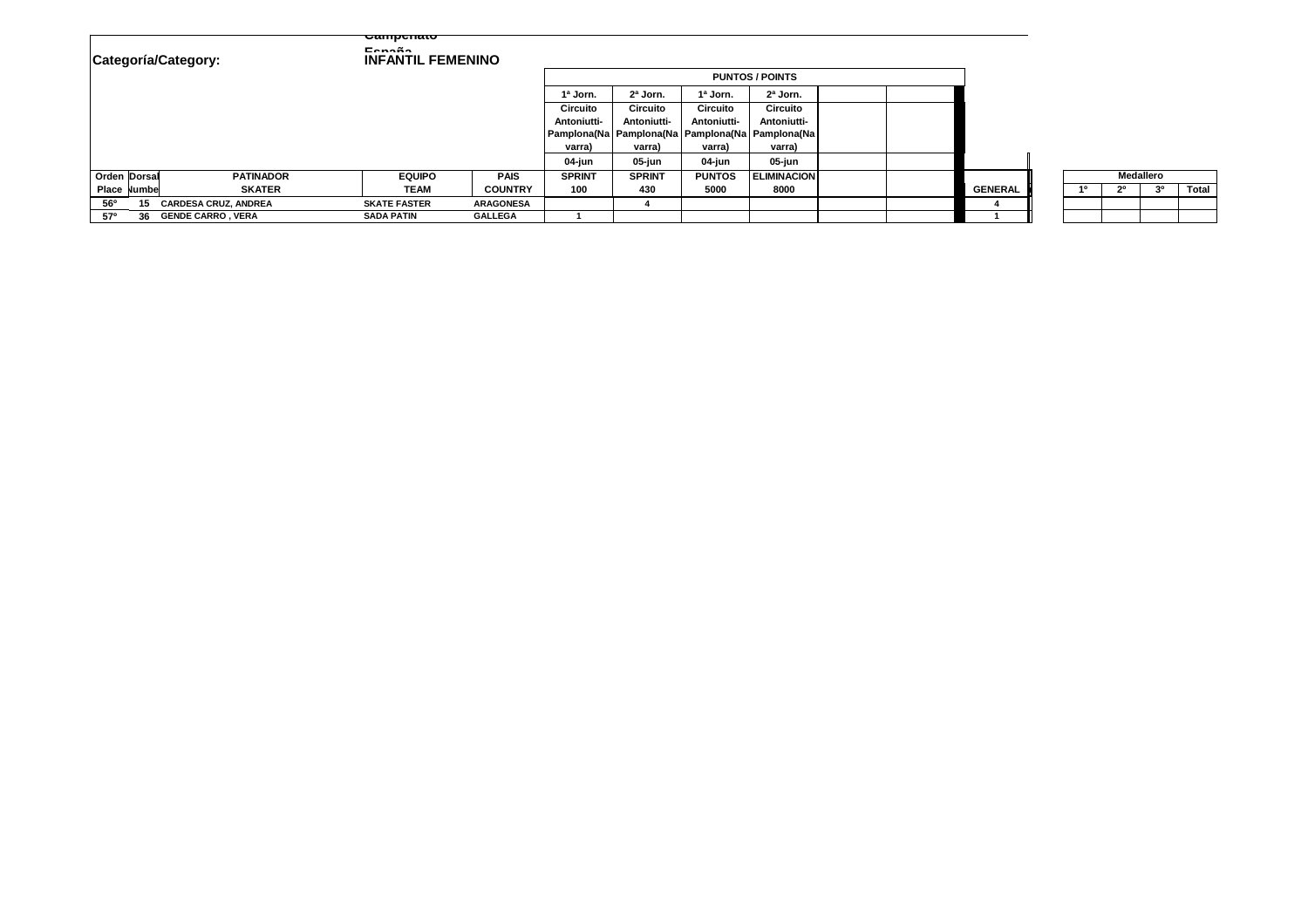Campeonato España

**Categoría/Category:** **INFANTIL FEMENINO**

| Orden Place | Dorsal Number | PATINADOR SKATER | EQUIPO TEAM | PAIS COUNTRY | 1ª Jorn. Circuito Antoniutti-Pamplona(Navarra) 04-jun SPRINT 100 | 2ª Jorn. Circuito Antoniutti-Pamplona(Navarra) 05-jun SPRINT 430 | 1ª Jorn. Circuito Antoniutti-Pamplona(Navarra) 04-jun PUNTOS 5000 | 2ª Jorn. Circuito Antoniutti-Pamplona(Navarra) 05-jun ELIMINACION 8000 | | | GENERAL | Medallero 1º | 2º | 3º | Total |
|---|---|---|---|---|---|---|---|---|---|---|---|---|---|---|---|
| 56º | 15 | CARDESA CRUZ, ANDREA | SKATE FASTER | ARAGONESA | | 4 | | | | | 4 | | | | |
| 57º | 36 | GENDE CARRO , VERA | SADA PATIN | GALLEGA | 1 | | | | | | 1 | | | | |